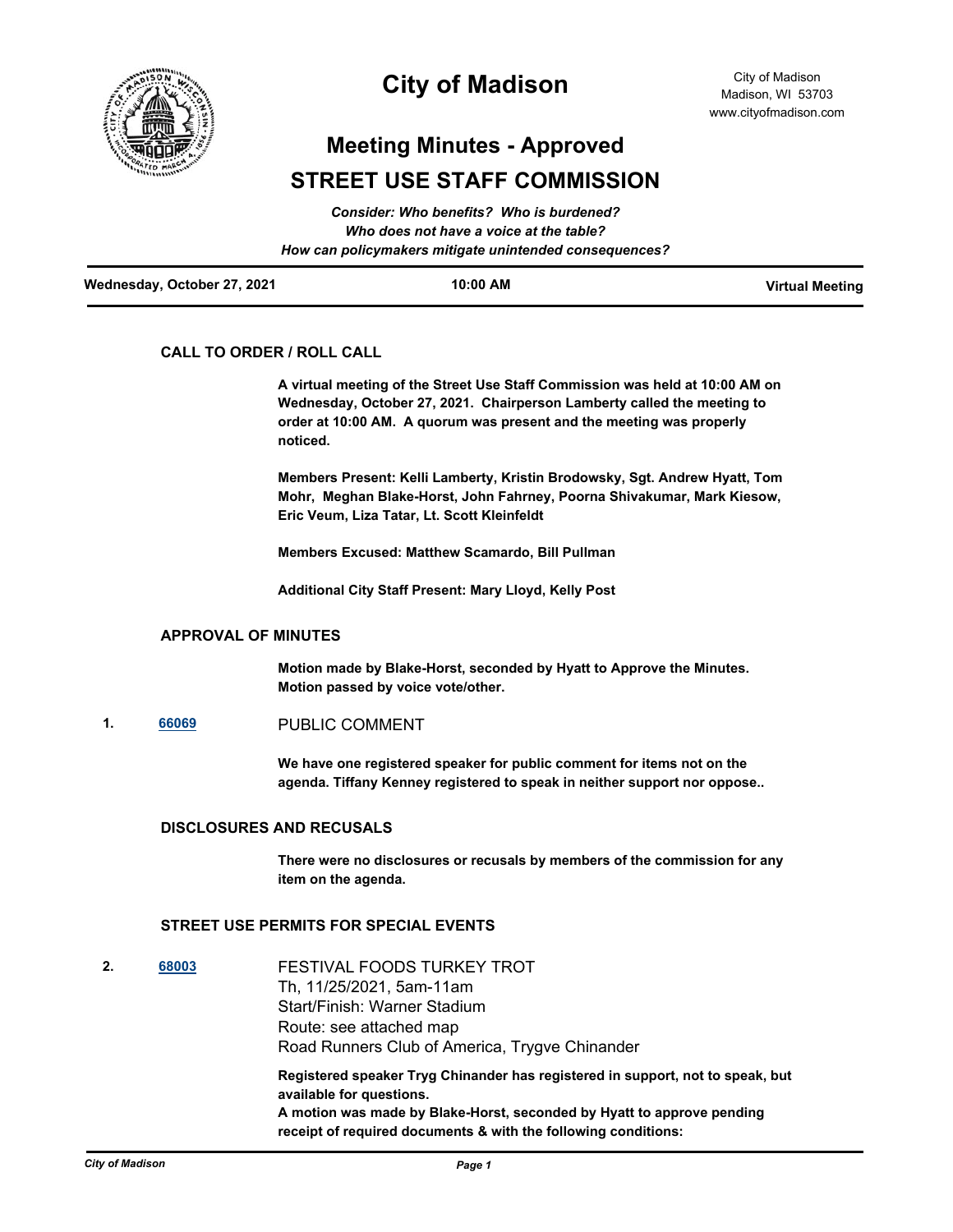# City of Madison

City of Madison
Madison, WI 53703
www.cityofmadison.com

## Meeting Minutes - Approved

## STREET USE STAFF COMMISSION

*Consider: Who benefits? Who is burdened?*
*Who does not have a voice at the table?*
*How can policymakers mitigate unintended consequences?*

**Wednesday, October 27, 2021** | **10:00 AM** | **Virtual Meeting**

### CALL TO ORDER / ROLL CALL

**A virtual meeting of the Street Use Staff Commission was held at 10:00 AM on Wednesday, October 27, 2021. Chairperson Lamberty called the meeting to order at 10:00 AM. A quorum was present and the meeting was properly noticed.**

**Members Present: Kelli Lamberty, Kristin Brodowsky, Sgt. Andrew Hyatt, Tom Mohr, Meghan Blake-Horst, John Fahrney, Poorna Shivakumar, Mark Kiesow, Eric Veum, Liza Tatar, Lt. Scott Kleinfeldt**

**Members Excused: Matthew Scamardo, Bill Pullman**

**Additional City Staff Present: Mary Lloyd, Kelly Post**

### APPROVAL OF MINUTES

**Motion made by Blake-Horst, seconded by Hyatt to Approve the Minutes. Motion passed by voice vote/other.**

**1.** [66069] PUBLIC COMMENT

**We have one registered speaker for public comment for items not on the agenda. Tiffany Kenney registered to speak in neither support nor oppose..**

### DISCLOSURES AND RECUSALS

**There were no disclosures or recusals by members of the commission for any item on the agenda.**

### STREET USE PERMITS FOR SPECIAL EVENTS

**2.** [68003] FESTIVAL FOODS TURKEY TROT
Th, 11/25/2021, 5am-11am
Start/Finish: Warner Stadium
Route: see attached map
Road Runners Club of America, Trygve Chinander

**Registered speaker Tryg Chinander has registered in support, not to speak, but available for questions.**
**A motion was made by Blake-Horst, seconded by Hyatt to approve pending receipt of required documents & with the following conditions:**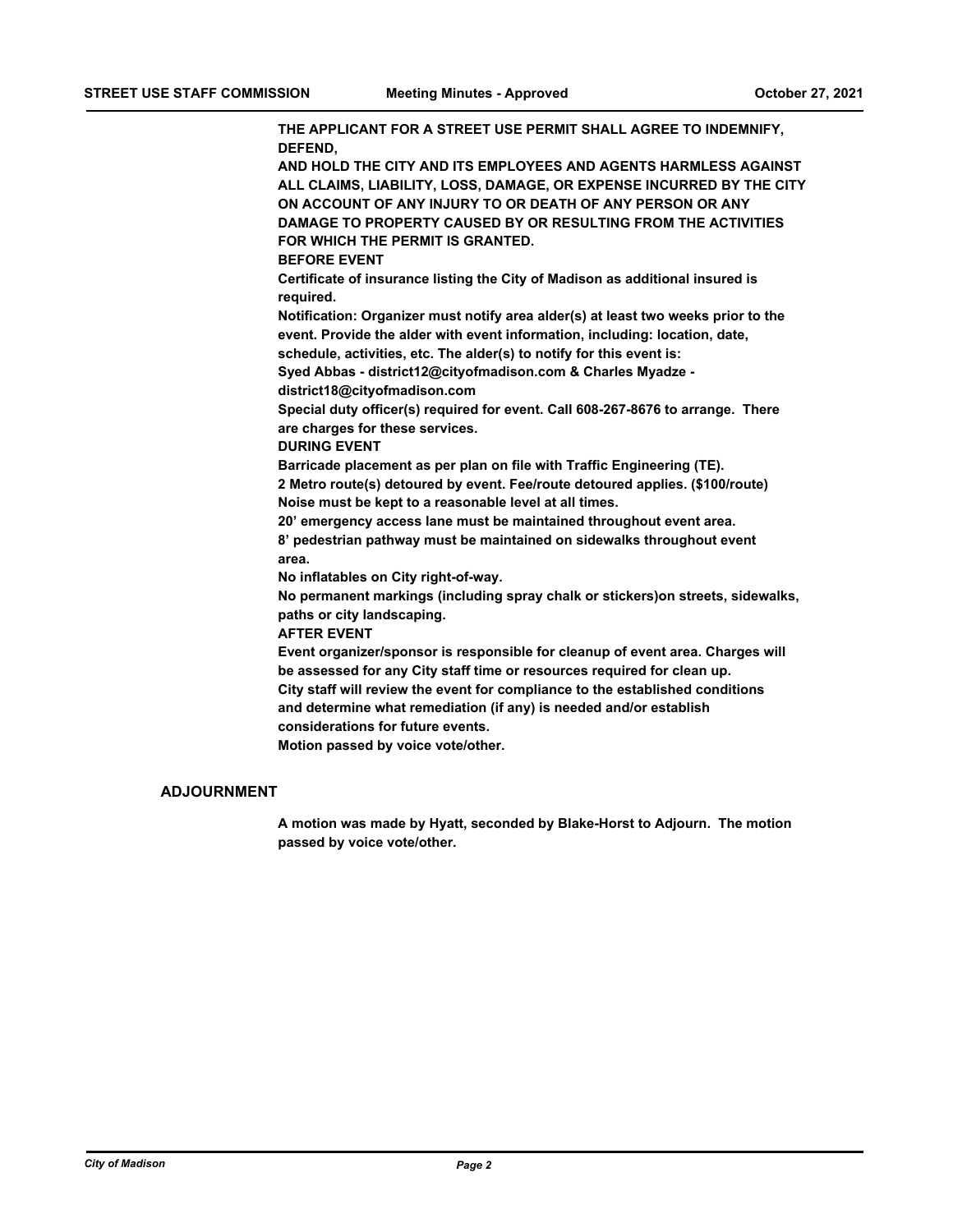**THE APPLICANT FOR A STREET USE PERMIT SHALL AGREE TO INDEMNIFY, DEFEND,**

**AND HOLD THE CITY AND ITS EMPLOYEES AND AGENTS HARMLESS AGAINST ALL CLAIMS, LIABILITY, LOSS, DAMAGE, OR EXPENSE INCURRED BY THE CITY ON ACCOUNT OF ANY INJURY TO OR DEATH OF ANY PERSON OR ANY DAMAGE TO PROPERTY CAUSED BY OR RESULTING FROM THE ACTIVITIES FOR WHICH THE PERMIT IS GRANTED.**

**BEFORE EVENT**

**Certificate of insurance listing the City of Madison as additional insured is required.**

**Notification: Organizer must notify area alder(s) at least two weeks prior to the event. Provide the alder with event information, including: location, date, schedule, activities, etc. The alder(s) to notify for this event is:**

**Syed Abbas - district12@cityofmadison.com & Charles Myadze - district18@cityofmadison.com**

**Special duty officer(s) required for event. Call 608-267-8676 to arrange. There are charges for these services.**

**DURING EVENT**

**Barricade placement as per plan on file with Traffic Engineering (TE).**

**2 Metro route(s) detoured by event. Fee/route detoured applies. ($100/route)**

**Noise must be kept to a reasonable level at all times.**

**20' emergency access lane must be maintained throughout event area.**

**8' pedestrian pathway must be maintained on sidewalks throughout event area.**

**No inflatables on City right-of-way.**

**No permanent markings (including spray chalk or stickers)on streets, sidewalks, paths or city landscaping.**

**AFTER EVENT**

**Event organizer/sponsor is responsible for cleanup of event area. Charges will be assessed for any City staff time or resources required for clean up.**

**City staff will review the event for compliance to the established conditions and determine what remediation (if any) is needed and/or establish considerations for future events.**

**Motion passed by voice vote/other.**

## ADJOURNMENT

**A motion was made by Hyatt, seconded by Blake-Horst to Adjourn. The motion passed by voice vote/other.**